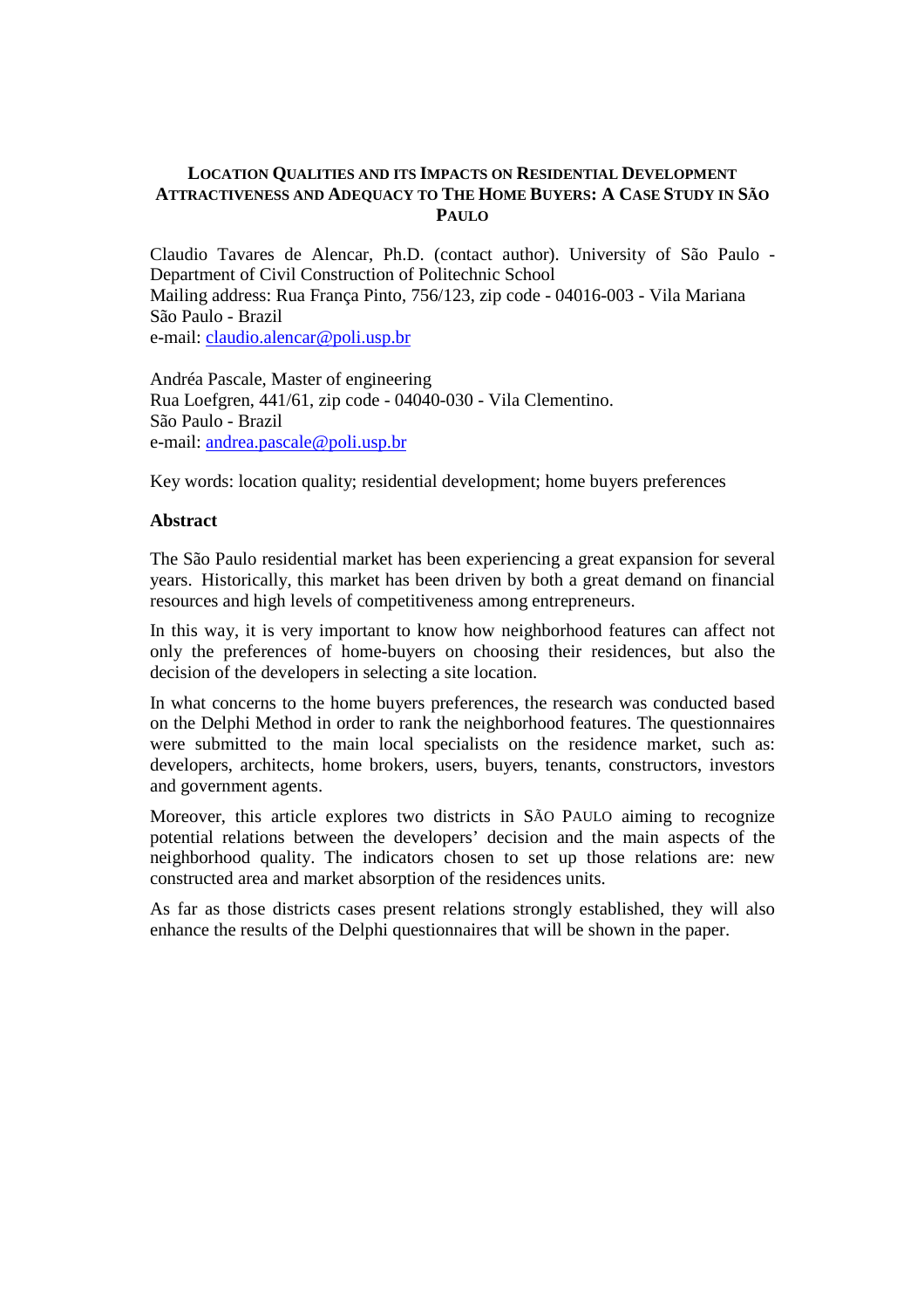# LOCATION QUALITIES AND ITS IMPACTS ON RESIDENTIAL DEVELOPMENT ATTRACTIVENESS AND ADEQUACY TO THE HOME BUYERS: A CASE STUDY IN SÃO PAULO

Claudio Tavares de Alencar, Ph.D. (contact author). University of São Paulo - Department of Civil Construction of Politechnic School
Mailing address: Rua França Pinto, 756/123, zip code - 04016-003 - Vila Mariana
São Paulo - Brazil
e-mail: claudio.alencar@poli.usp.br

Andréa Pascale, Master of engineering
Rua Loefgren, 441/61, zip code - 04040-030 - Vila Clementino.
São Paulo - Brazil
e-mail: andrea.pascale@poli.usp.br

Key words: location quality; residential development; home buyers preferences

## Abstract

The São Paulo residential market has been experiencing a great expansion for several years. Historically, this market has been driven by both a great demand on financial resources and high levels of competitiveness among entrepreneurs.

In this way, it is very important to know how neighborhood features can affect not only the preferences of home-buyers on choosing their residences, but also the decision of the developers in selecting a site location.

In what concerns to the home buyers preferences, the research was conducted based on the Delphi Method in order to rank the neighborhood features. The questionnaires were submitted to the main local specialists on the residence market, such as: developers, architects, home brokers, users, buyers, tenants, constructors, investors and government agents.

Moreover, this article explores two districts in SÃO PAULO aiming to recognize potential relations between the developers' decision and the main aspects of the neighborhood quality. The indicators chosen to set up those relations are: new constructed area and market absorption of the residences units.

As far as those districts cases present relations strongly established, they will also enhance the results of the Delphi questionnaires that will be shown in the paper.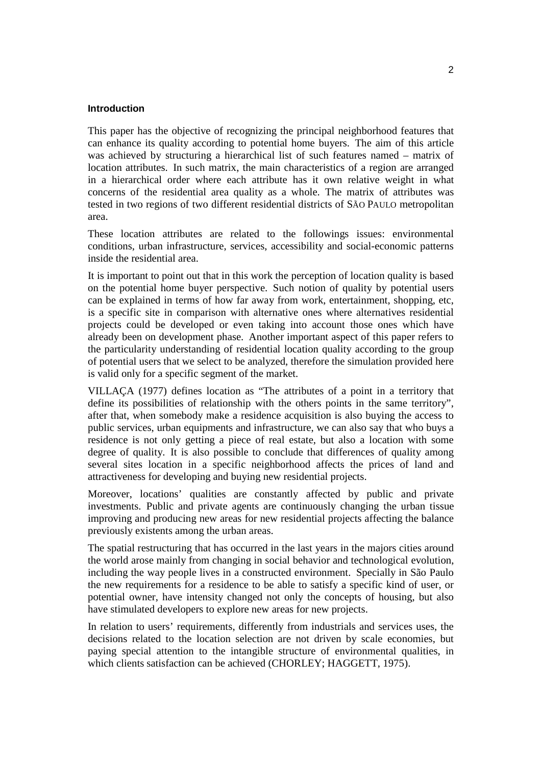### Introduction

This paper has the objective of recognizing the principal neighborhood features that can enhance its quality according to potential home buyers. The aim of this article was achieved by structuring a hierarchical list of such features named – matrix of location attributes. In such matrix, the main characteristics of a region are arranged in a hierarchical order where each attribute has it own relative weight in what concerns of the residential area quality as a whole. The matrix of attributes was tested in two regions of two different residential districts of SÃO PAULO metropolitan area.

These location attributes are related to the followings issues: environmental conditions, urban infrastructure, services, accessibility and social-economic patterns inside the residential area.

It is important to point out that in this work the perception of location quality is based on the potential home buyer perspective. Such notion of quality by potential users can be explained in terms of how far away from work, entertainment, shopping, etc, is a specific site in comparison with alternative ones where alternatives residential projects could be developed or even taking into account those ones which have already been on development phase. Another important aspect of this paper refers to the particularity understanding of residential location quality according to the group of potential users that we select to be analyzed, therefore the simulation provided here is valid only for a specific segment of the market.

VILLAÇA (1977) defines location as "The attributes of a point in a territory that define its possibilities of relationship with the others points in the same territory", after that, when somebody make a residence acquisition is also buying the access to public services, urban equipments and infrastructure, we can also say that who buys a residence is not only getting a piece of real estate, but also a location with some degree of quality. It is also possible to conclude that differences of quality among several sites location in a specific neighborhood affects the prices of land and attractiveness for developing and buying new residential projects.

Moreover, locations' qualities are constantly affected by public and private investments. Public and private agents are continuously changing the urban tissue improving and producing new areas for new residential projects affecting the balance previously existents among the urban areas.

The spatial restructuring that has occurred in the last years in the majors cities around the world arose mainly from changing in social behavior and technological evolution, including the way people lives in a constructed environment. Specially in São Paulo the new requirements for a residence to be able to satisfy a specific kind of user, or potential owner, have intensity changed not only the concepts of housing, but also have stimulated developers to explore new areas for new projects.

In relation to users' requirements, differently from industrials and services uses, the decisions related to the location selection are not driven by scale economies, but paying special attention to the intangible structure of environmental qualities, in which clients satisfaction can be achieved (CHORLEY; HAGGETT, 1975).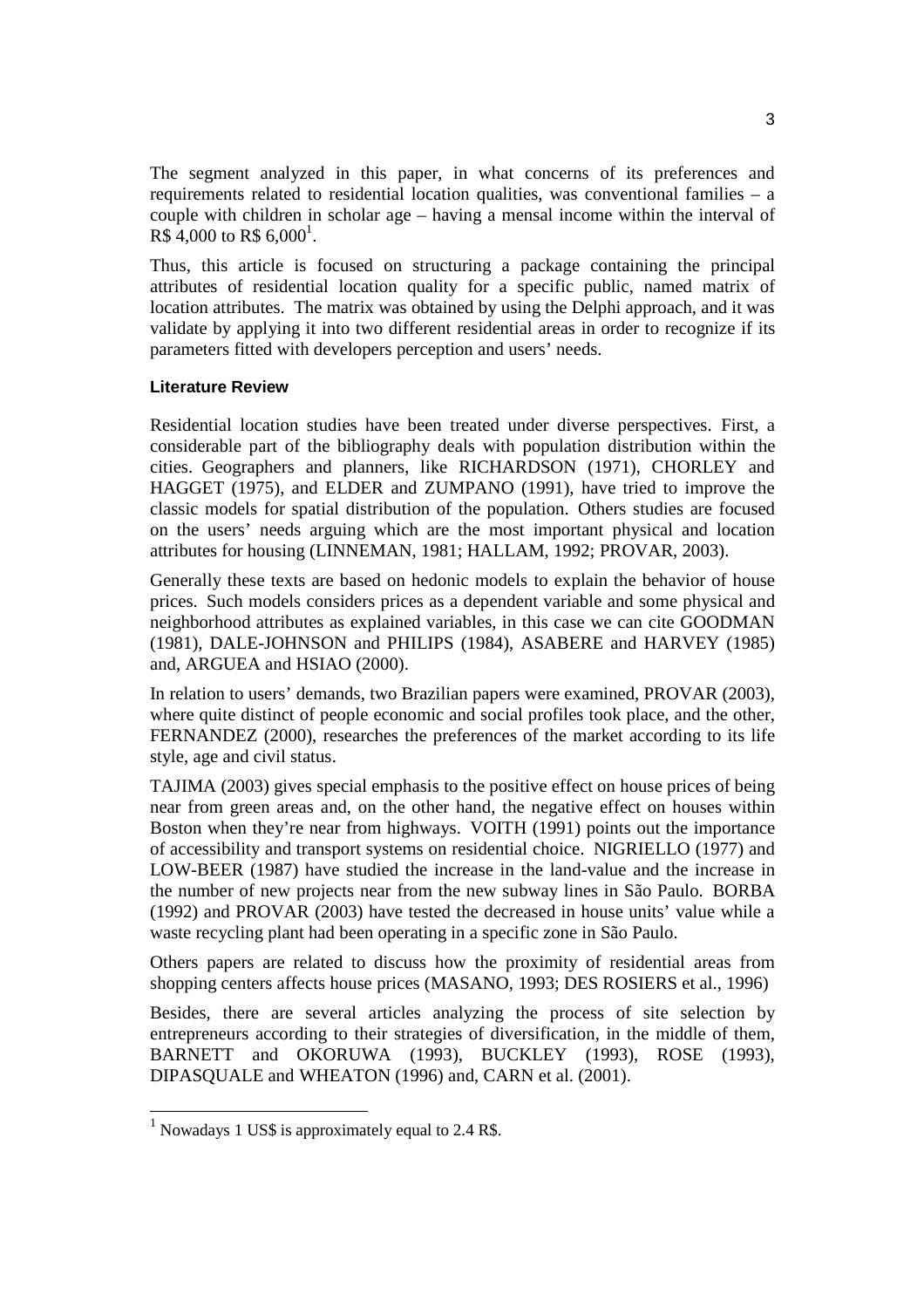The segment analyzed in this paper, in what concerns of its preferences and requirements related to residential location qualities, was conventional families – a couple with children in scholar age – having a mensal income within the interval of R$ 4,000 to R$ 6,000[1].

Thus, this article is focused on structuring a package containing the principal attributes of residential location quality for a specific public, named matrix of location attributes. The matrix was obtained by using the Delphi approach, and it was validate by applying it into two different residential areas in order to recognize if its parameters fitted with developers perception and users' needs.

### Literature Review

Residential location studies have been treated under diverse perspectives. First, a considerable part of the bibliography deals with population distribution within the cities. Geographers and planners, like RICHARDSON (1971), CHORLEY and HAGGET (1975), and ELDER and ZUMPANO (1991), have tried to improve the classic models for spatial distribution of the population. Others studies are focused on the users' needs arguing which are the most important physical and location attributes for housing (LINNEMAN, 1981; HALLAM, 1992; PROVAR, 2003).

Generally these texts are based on hedonic models to explain the behavior of house prices. Such models considers prices as a dependent variable and some physical and neighborhood attributes as explained variables, in this case we can cite GOODMAN (1981), DALE-JOHNSON and PHILIPS (1984), ASABERE and HARVEY (1985) and, ARGUEA and HSIAO (2000).

In relation to users' demands, two Brazilian papers were examined, PROVAR (2003), where quite distinct of people economic and social profiles took place, and the other, FERNANDEZ (2000), researches the preferences of the market according to its life style, age and civil status.

TAJIMA (2003) gives special emphasis to the positive effect on house prices of being near from green areas and, on the other hand, the negative effect on houses within Boston when they're near from highways. VOITH (1991) points out the importance of accessibility and transport systems on residential choice. NIGRIELLO (1977) and LOW-BEER (1987) have studied the increase in the land-value and the increase in the number of new projects near from the new subway lines in São Paulo. BORBA (1992) and PROVAR (2003) have tested the decreased in house units' value while a waste recycling plant had been operating in a specific zone in São Paulo.

Others papers are related to discuss how the proximity of residential areas from shopping centers affects house prices (MASANO, 1993; DES ROSIERS et al., 1996)

Besides, there are several articles analyzing the process of site selection by entrepreneurs according to their strategies of diversification, in the middle of them, BARNETT and OKORUWA (1993), BUCKLEY (1993), ROSE (1993), DIPASQUALE and WHEATON (1996) and, CARN et al. (2001).

---

[1] Nowadays 1 US$ is approximately equal to 2.4 R$.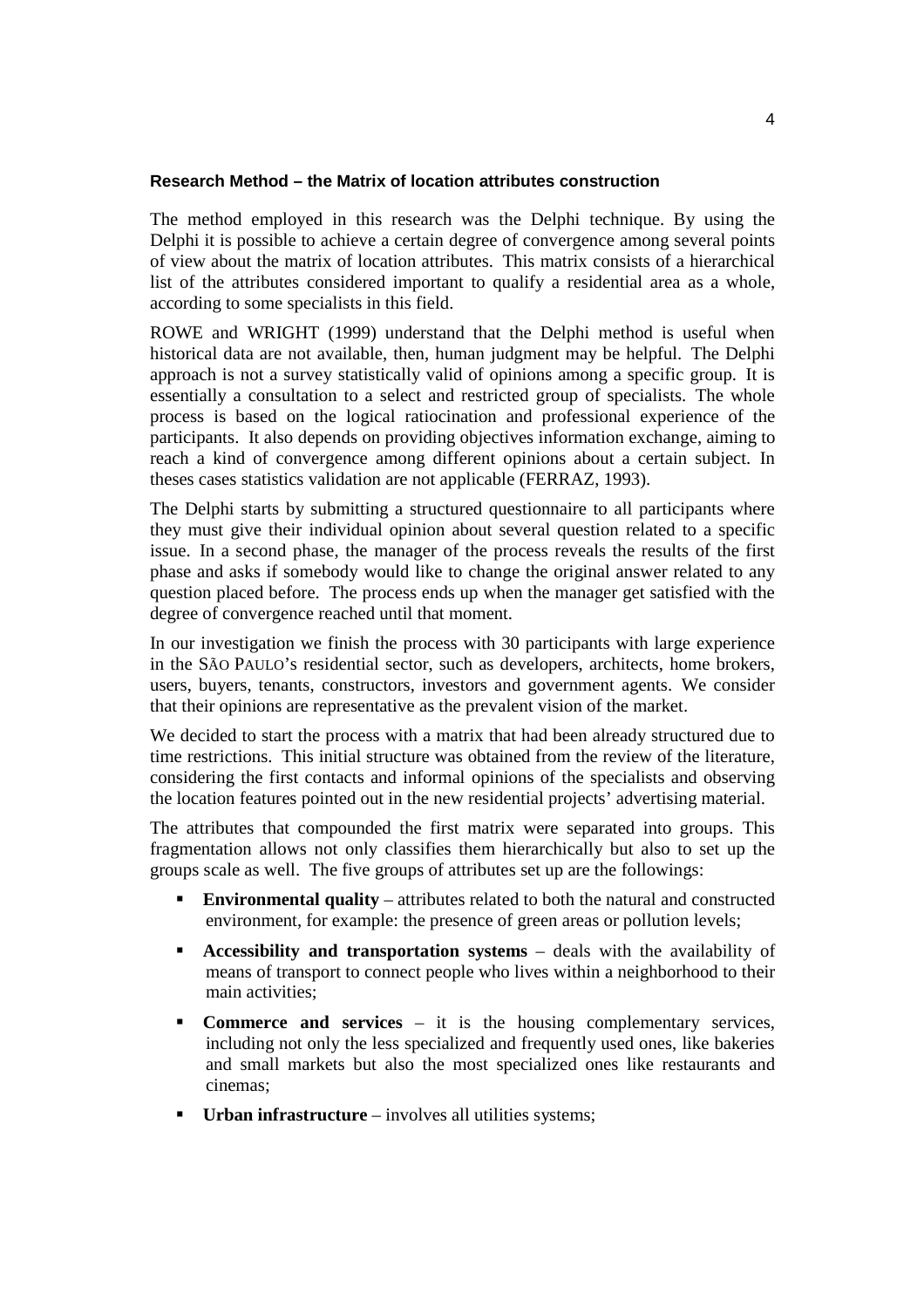**Research Method – the Matrix of location attributes construction**

The method employed in this research was the Delphi technique. By using the Delphi it is possible to achieve a certain degree of convergence among several points of view about the matrix of location attributes. This matrix consists of a hierarchical list of the attributes considered important to qualify a residential area as a whole, according to some specialists in this field.

ROWE and WRIGHT (1999) understand that the Delphi method is useful when historical data are not available, then, human judgment may be helpful. The Delphi approach is not a survey statistically valid of opinions among a specific group. It is essentially a consultation to a select and restricted group of specialists. The whole process is based on the logical ratiocination and professional experience of the participants. It also depends on providing objectives information exchange, aiming to reach a kind of convergence among different opinions about a certain subject. In theses cases statistics validation are not applicable (FERRAZ, 1993).

The Delphi starts by submitting a structured questionnaire to all participants where they must give their individual opinion about several question related to a specific issue. In a second phase, the manager of the process reveals the results of the first phase and asks if somebody would like to change the original answer related to any question placed before. The process ends up when the manager get satisfied with the degree of convergence reached until that moment.

In our investigation we finish the process with 30 participants with large experience in the SÃO PAULO's residential sector, such as developers, architects, home brokers, users, buyers, tenants, constructors, investors and government agents. We consider that their opinions are representative as the prevalent vision of the market.

We decided to start the process with a matrix that had been already structured due to time restrictions. This initial structure was obtained from the review of the literature, considering the first contacts and informal opinions of the specialists and observing the location features pointed out in the new residential projects' advertising material.

The attributes that compounded the first matrix were separated into groups. This fragmentation allows not only classifies them hierarchically but also to set up the groups scale as well. The five groups of attributes set up are the followings:

- **Environmental quality** – attributes related to both the natural and constructed environment, for example: the presence of green areas or pollution levels;
- **Accessibility and transportation systems** – deals with the availability of means of transport to connect people who lives within a neighborhood to their main activities;
- **Commerce and services** – it is the housing complementary services, including not only the less specialized and frequently used ones, like bakeries and small markets but also the most specialized ones like restaurants and cinemas;
- **Urban infrastructure** – involves all utilities systems;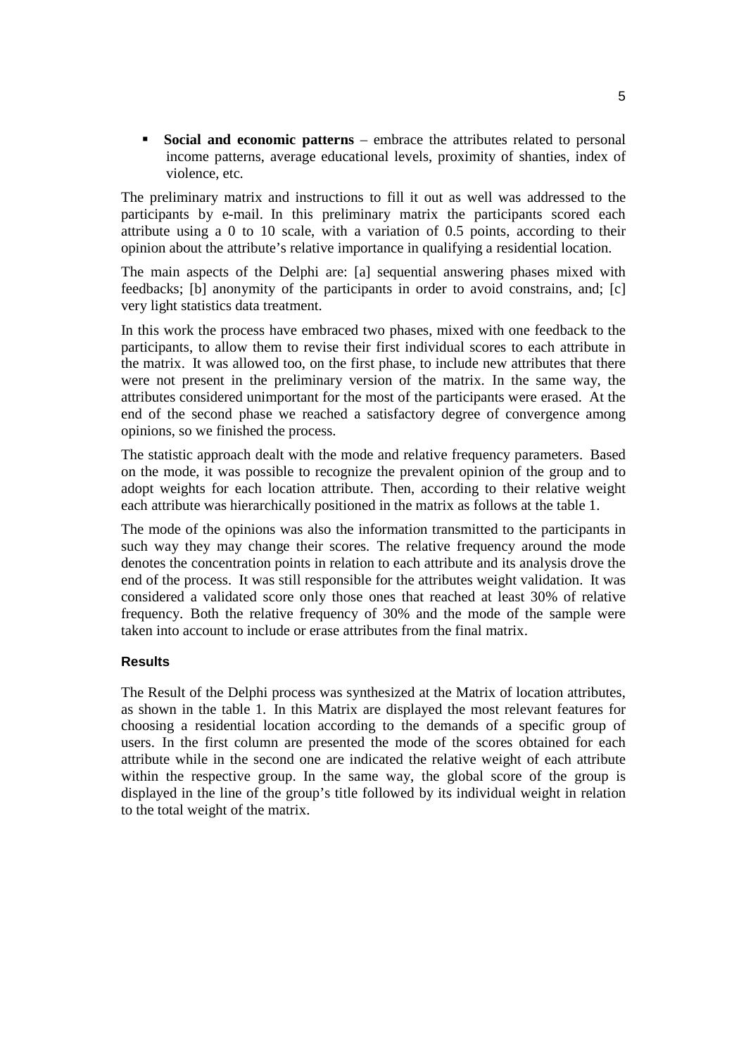- **Social and economic patterns** – embrace the attributes related to personal income patterns, average educational levels, proximity of shanties, index of violence, etc.

The preliminary matrix and instructions to fill it out as well was addressed to the participants by e-mail. In this preliminary matrix the participants scored each attribute using a 0 to 10 scale, with a variation of 0.5 points, according to their opinion about the attribute's relative importance in qualifying a residential location.

The main aspects of the Delphi are: [a] sequential answering phases mixed with feedbacks; [b] anonymity of the participants in order to avoid constrains, and; [c] very light statistics data treatment.

In this work the process have embraced two phases, mixed with one feedback to the participants, to allow them to revise their first individual scores to each attribute in the matrix. It was allowed too, on the first phase, to include new attributes that there were not present in the preliminary version of the matrix. In the same way, the attributes considered unimportant for the most of the participants were erased. At the end of the second phase we reached a satisfactory degree of convergence among opinions, so we finished the process.

The statistic approach dealt with the mode and relative frequency parameters. Based on the mode, it was possible to recognize the prevalent opinion of the group and to adopt weights for each location attribute. Then, according to their relative weight each attribute was hierarchically positioned in the matrix as follows at the table 1.

The mode of the opinions was also the information transmitted to the participants in such way they may change their scores. The relative frequency around the mode denotes the concentration points in relation to each attribute and its analysis drove the end of the process. It was still responsible for the attributes weight validation. It was considered a validated score only those ones that reached at least 30% of relative frequency. Both the relative frequency of 30% and the mode of the sample were taken into account to include or erase attributes from the final matrix.

### Results

The Result of the Delphi process was synthesized at the Matrix of location attributes, as shown in the table 1. In this Matrix are displayed the most relevant features for choosing a residential location according to the demands of a specific group of users. In the first column are presented the mode of the scores obtained for each attribute while in the second one are indicated the relative weight of each attribute within the respective group. In the same way, the global score of the group is displayed in the line of the group's title followed by its individual weight in relation to the total weight of the matrix.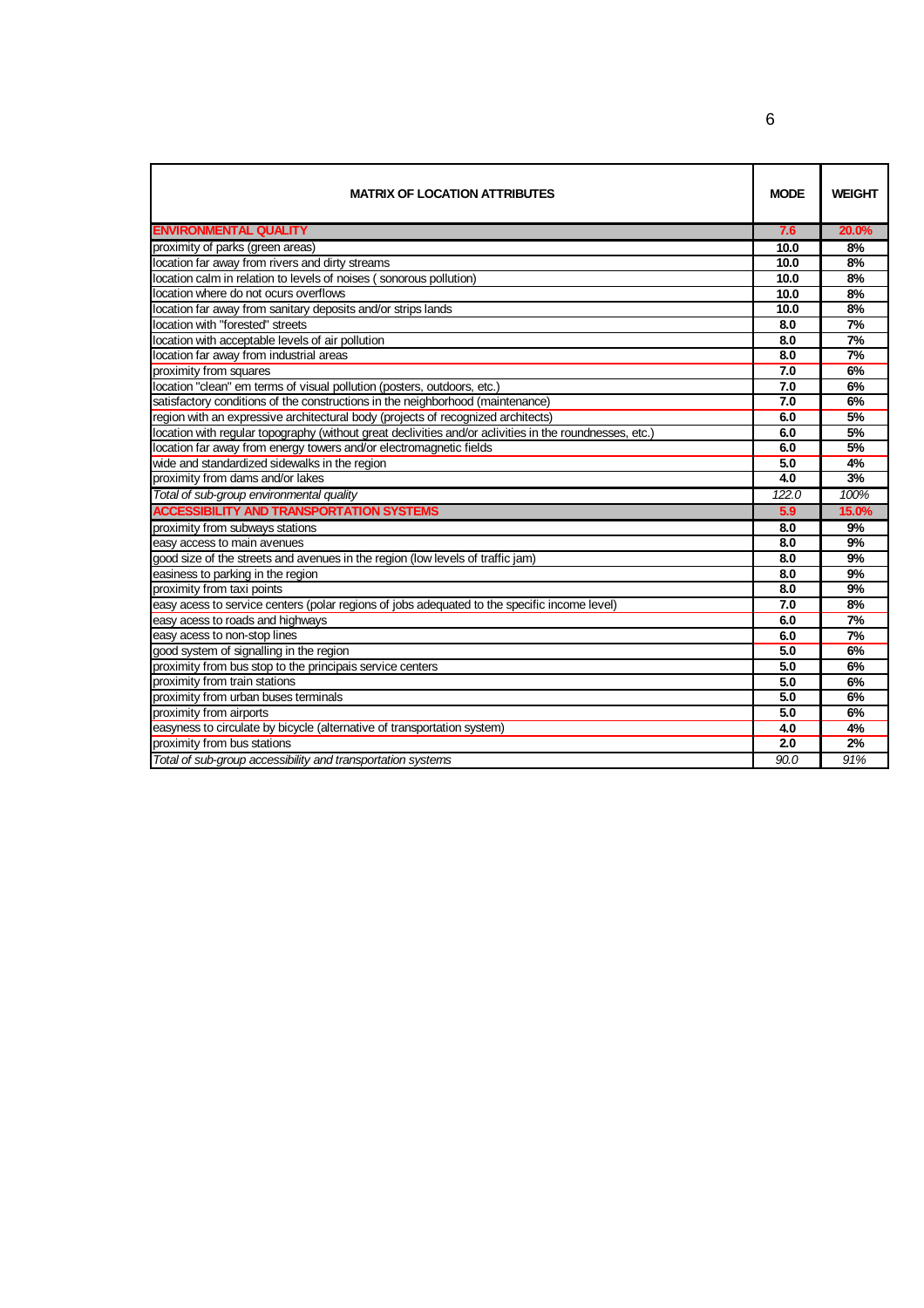| MATRIX OF LOCATION ATTRIBUTES | MODE | WEIGHT |
|---|---|---|
| **ENVIRONMENTAL QUALITY** | **7.6** | **20.0%** |
| proximity of parks (green areas) | **10.0** | **8%** |
| location far away from rivers and dirty streams | **10.0** | **8%** |
| location calm in relation to levels of noises ( sonorous pollution) | **10.0** | **8%** |
| location where do not ocurs overflows | **10.0** | **8%** |
| location far away from sanitary deposits and/or strips lands | **10.0** | **8%** |
| location with "forested" streets | **8.0** | **7%** |
| location with acceptable levels of air pollution | **8.0** | **7%** |
| location far away from industrial areas | **8.0** | **7%** |
| proximity from squares | **7.0** | **6%** |
| location "clean" em terms of visual pollution (posters, outdoors, etc.) | **7.0** | **6%** |
| satisfactory conditions of the constructions in the neighborhood (maintenance) | **7.0** | **6%** |
| region with an expressive architectural body (projects of recognized architects) | **6.0** | **5%** |
| location with regular topography (without great declivities and/or alcivities in the roundnesses, etc.) | **6.0** | **5%** |
| location far away from energy towers and/or electromagnetic fields | **6.0** | **5%** |
| wide and standardized sidewalks in the region | **5.0** | **4%** |
| proximity from dams and/or lakes | **4.0** | **3%** |
| *Total of sub-group environmental quality* | *122.0* | *100%* |
| **ACCESSIBILITY AND TRANSPORTATION SYSTEMS** | **5.9** | **15.0%** |
| proximity from subways stations | **8.0** | **9%** |
| easy access to main avenues | **8.0** | **9%** |
| good size of the streets and avenues in the region (low levels of traffic jam) | **8.0** | **9%** |
| easiness to parking in the region | **8.0** | **9%** |
| proximity from taxi points | **8.0** | **9%** |
| easy acess to service centers (polar regions of jobs adequated to the specific income level) | **7.0** | **8%** |
| easy acess to roads and highways | **6.0** | **7%** |
| easy acess to non-stop lines | **6.0** | **7%** |
| good system of signalling in the region | **5.0** | **6%** |
| proximity from bus stop to the principais service centers | **5.0** | **6%** |
| proximity from train stations | **5.0** | **6%** |
| proximity from urban buses terminals | **5.0** | **6%** |
| proximity from airports | **5.0** | **6%** |
| easyness to circulate by bicycle (alternative of transportation system) | **4.0** | **4%** |
| proximity from bus stations | **2.0** | **2%** |
| *Total of sub-group accessibility and transportation systems* | *90.0* | *91%* |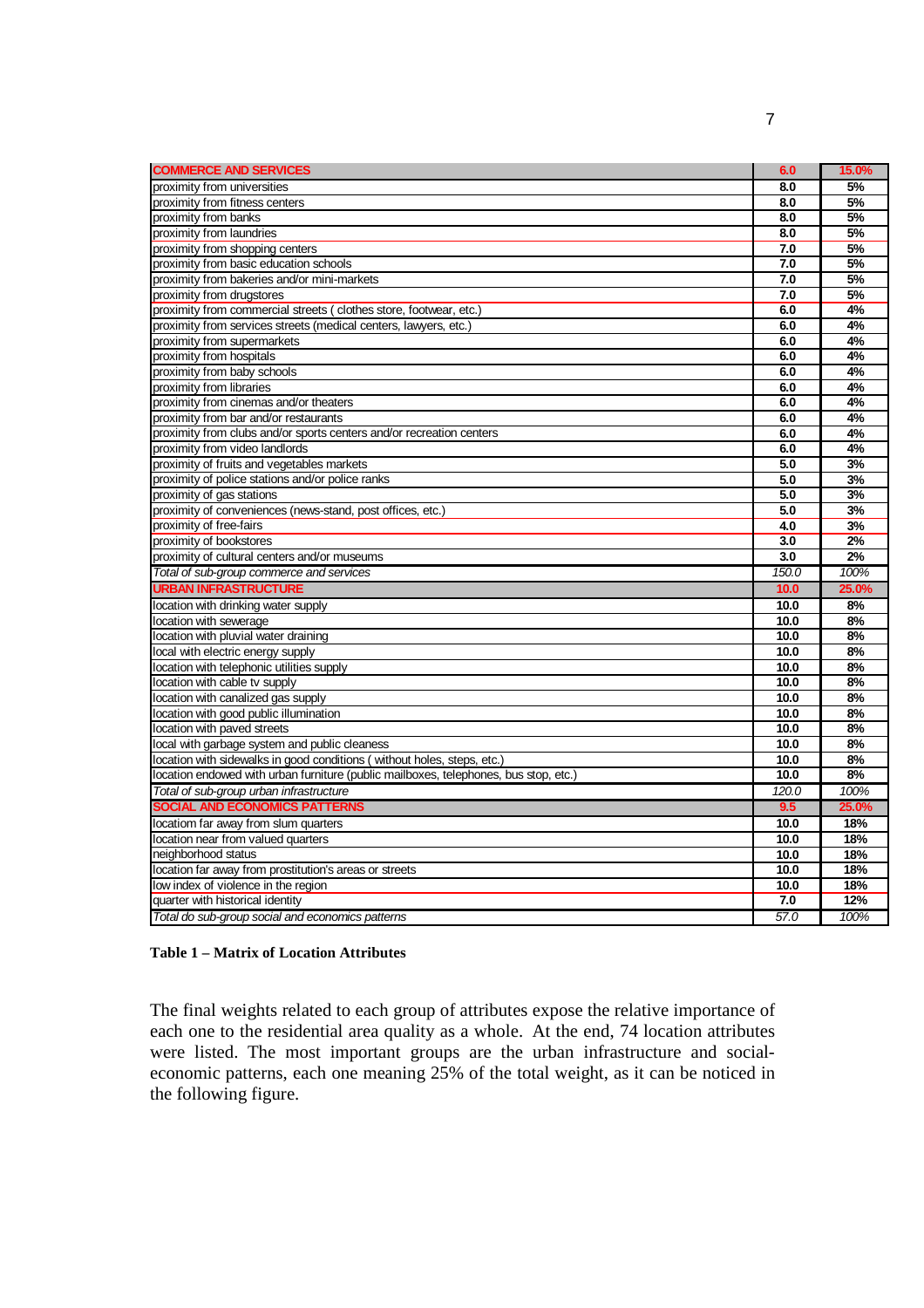| COMMERCE AND SERVICES | 6.0 | 15.0% |
|---|---|---|
| proximity from universities | 8.0 | 5% |
| proximity from fitness centers | 8.0 | 5% |
| proximity from banks | 8.0 | 5% |
| proximity from laundries | 8.0 | 5% |
| proximity from shopping centers | 7.0 | 5% |
| proximity from basic education schools | 7.0 | 5% |
| proximity from bakeries and/or mini-markets | 7.0 | 5% |
| proximity from drugstores | 7.0 | 5% |
| proximity from commercial streets ( clothes store, footwear, etc.) | 6.0 | 4% |
| proximity from services streets (medical centers, lawyers, etc.) | 6.0 | 4% |
| proximity from supermarkets | 6.0 | 4% |
| proximity from hospitals | 6.0 | 4% |
| proximity from baby schools | 6.0 | 4% |
| proximity from libraries | 6.0 | 4% |
| proximity from cinemas and/or theaters | 6.0 | 4% |
| proximity from bar and/or restaurants | 6.0 | 4% |
| proximity from clubs and/or sports centers and/or recreation centers | 6.0 | 4% |
| proximity from video landlords | 6.0 | 4% |
| proximity of fruits and vegetables markets | 5.0 | 3% |
| proximity of police stations and/or police ranks | 5.0 | 3% |
| proximity of gas stations | 5.0 | 3% |
| proximity of conveniences (news-stand, post offices, etc.) | 5.0 | 3% |
| proximity of free-fairs | 4.0 | 3% |
| proximity of bookstores | 3.0 | 2% |
| proximity of cultural centers and/or museums | 3.0 | 2% |
| *Total of sub-group commerce and services* | *150.0* | *100%* |
| **URBAN INFRASTRUCTURE** | **10.0** | **25.0%** |
| location with drinking water supply | 10.0 | 8% |
| location with sewerage | 10.0 | 8% |
| location with pluvial water draining | 10.0 | 8% |
| local with electric energy supply | 10.0 | 8% |
| location with telephonic utilities supply | 10.0 | 8% |
| location with cable tv supply | 10.0 | 8% |
| location with canalized gas supply | 10.0 | 8% |
| location with good public illumination | 10.0 | 8% |
| location with paved streets | 10.0 | 8% |
| local with garbage system and public cleaness | 10.0 | 8% |
| location with sidewalks in good conditions ( without holes, steps, etc.) | 10.0 | 8% |
| location endowed with urban furniture (public mailboxes, telephones, bus stop, etc.) | 10.0 | 8% |
| *Total of sub-group urban infrastructure* | *120.0* | *100%* |
| **SOCIAL AND ECONOMICS PATTERNS** | **9.5** | **25.0%** |
| locatiom far away from slum quarters | 10.0 | 18% |
| location near from valued quarters | 10.0 | 18% |
| neighborhood status | 10.0 | 18% |
| location far away from prostitution's areas or streets | 10.0 | 18% |
| low index of violence in the region | 10.0 | 18% |
| quarter with historical identity | 7.0 | 12% |
| *Total do sub-group social and economics patterns* | *57.0* | *100%* |

**Table 1 – Matrix of Location Attributes**

The final weights related to each group of attributes expose the relative importance of each one to the residential area quality as a whole. At the end, 74 location attributes were listed. The most important groups are the urban infrastructure and social-economic patterns, each one meaning 25% of the total weight, as it can be noticed in the following figure.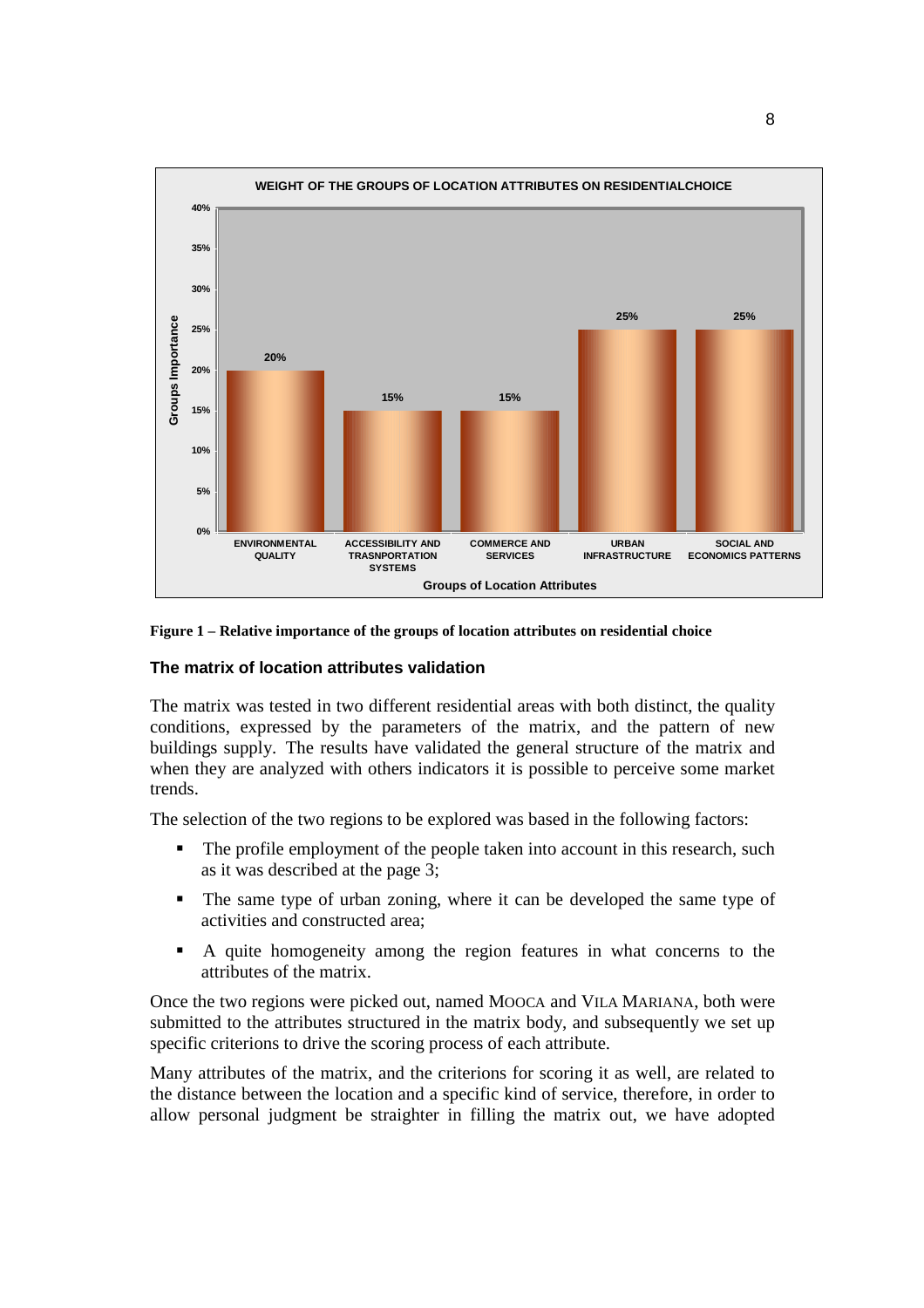Figure 1 – Relative importance of the groups of location attributes on residential choice

### The matrix of location attributes validation

The matrix was tested in two different residential areas with both distinct, the quality conditions, expressed by the parameters of the matrix, and the pattern of new buildings supply. The results have validated the general structure of the matrix and when they are analyzed with others indicators it is possible to perceive some market trends.

The selection of the two regions to be explored was based in the following factors:

- The profile employment of the people taken into account in this research, such as it was described at the page 3;
- The same type of urban zoning, where it can be developed the same type of activities and constructed area;
- A quite homogeneity among the region features in what concerns to the attributes of the matrix.

Once the two regions were picked out, named MOOCA and VILA MARIANA, both were submitted to the attributes structured in the matrix body, and subsequently we set up specific criterions to drive the scoring process of each attribute.

Many attributes of the matrix, and the criterions for scoring it as well, are related to the distance between the location and a specific kind of service, therefore, in order to allow personal judgment be straighter in filling the matrix out, we have adopted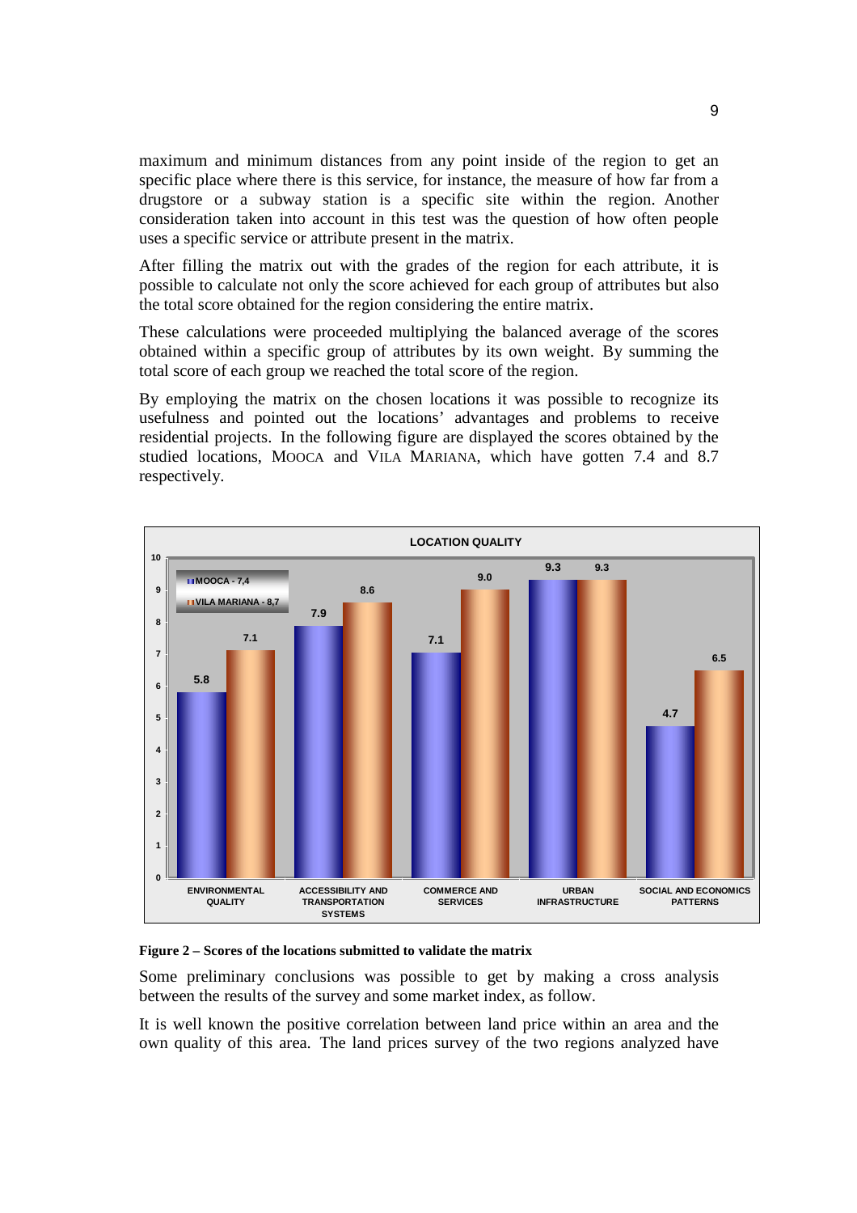maximum and minimum distances from any point inside of the region to get an specific place where there is this service, for instance, the measure of how far from a drugstore or a subway station is a specific site within the region. Another consideration taken into account in this test was the question of how often people uses a specific service or attribute present in the matrix.

After filling the matrix out with the grades of the region for each attribute, it is possible to calculate not only the score achieved for each group of attributes but also the total score obtained for the region considering the entire matrix.

These calculations were proceeded multiplying the balanced average of the scores obtained within a specific group of attributes by its own weight. By summing the total score of each group we reached the total score of the region.

By employing the matrix on the chosen locations it was possible to recognize its usefulness and pointed out the locations' advantages and problems to receive residential projects. In the following figure are displayed the scores obtained by the studied locations, MOOCA and VILA MARIANA, which have gotten 7.4 and 8.7 respectively.

**LOCATION QUALITY**

| | MOOCA - 7,4 | VILA MARIANA - 8,7 |
|---|---|---|
| ENVIRONMENTAL QUALITY | 5.8 | 7.1 |
| ACCESSIBILITY AND TRANSPORTATION SYSTEMS | 7.9 | 8.6 |
| COMMERCE AND SERVICES | 7.1 | 9.0 |
| URBAN INFRASTRUCTURE | 9.3 | 9.3 |
| SOCIAL AND ECONOMICS PATTERNS | 4.7 | 6.5 |

**Figure 2 – Scores of the locations submitted to validate the matrix**

Some preliminary conclusions was possible to get by making a cross analysis between the results of the survey and some market index, as follow.

It is well known the positive correlation between land price within an area and the own quality of this area. The land prices survey of the two regions analyzed have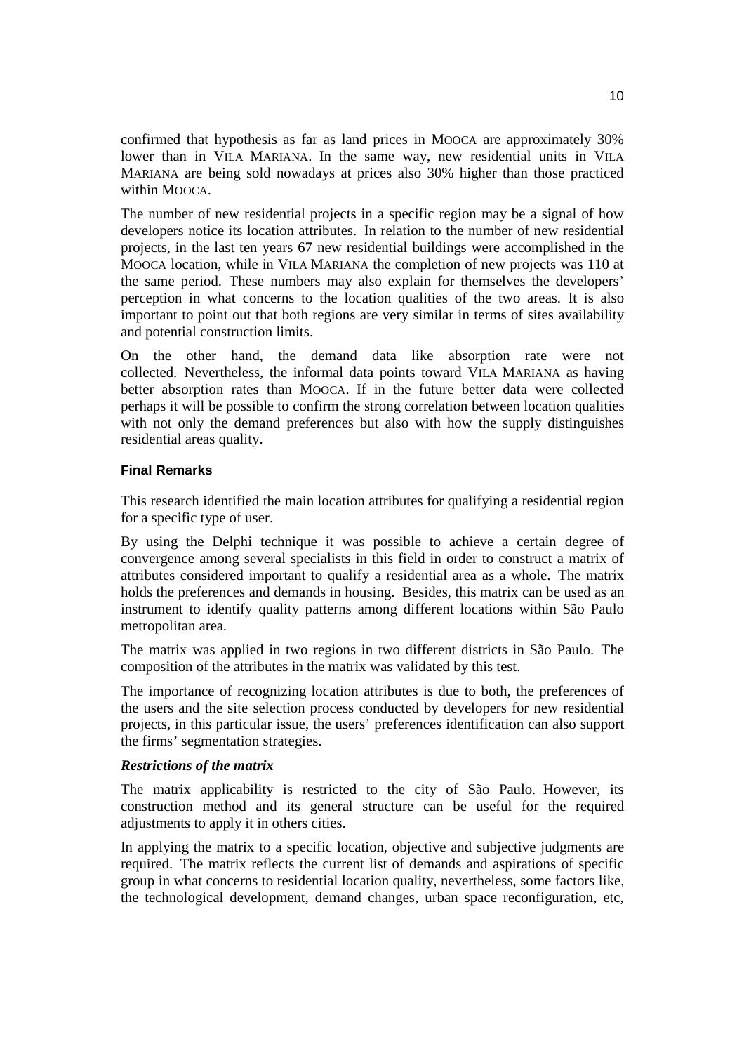confirmed that hypothesis as far as land prices in MOOCA are approximately 30% lower than in VILA MARIANA. In the same way, new residential units in VILA MARIANA are being sold nowadays at prices also 30% higher than those practiced within MOOCA.

The number of new residential projects in a specific region may be a signal of how developers notice its location attributes. In relation to the number of new residential projects, in the last ten years 67 new residential buildings were accomplished in the MOOCA location, while in VILA MARIANA the completion of new projects was 110 at the same period. These numbers may also explain for themselves the developers' perception in what concerns to the location qualities of the two areas. It is also important to point out that both regions are very similar in terms of sites availability and potential construction limits.

On the other hand, the demand data like absorption rate were not collected. Nevertheless, the informal data points toward VILA MARIANA as having better absorption rates than MOOCA. If in the future better data were collected perhaps it will be possible to confirm the strong correlation between location qualities with not only the demand preferences but also with how the supply distinguishes residential areas quality.

## Final Remarks

This research identified the main location attributes for qualifying a residential region for a specific type of user.

By using the Delphi technique it was possible to achieve a certain degree of convergence among several specialists in this field in order to construct a matrix of attributes considered important to qualify a residential area as a whole. The matrix holds the preferences and demands in housing. Besides, this matrix can be used as an instrument to identify quality patterns among different locations within São Paulo metropolitan area.

The matrix was applied in two regions in two different districts in São Paulo. The composition of the attributes in the matrix was validated by this test.

The importance of recognizing location attributes is due to both, the preferences of the users and the site selection process conducted by developers for new residential projects, in this particular issue, the users' preferences identification can also support the firms' segmentation strategies.

### *Restrictions of the matrix*

The matrix applicability is restricted to the city of São Paulo. However, its construction method and its general structure can be useful for the required adjustments to apply it in others cities.

In applying the matrix to a specific location, objective and subjective judgments are required. The matrix reflects the current list of demands and aspirations of specific group in what concerns to residential location quality, nevertheless, some factors like, the technological development, demand changes, urban space reconfiguration, etc,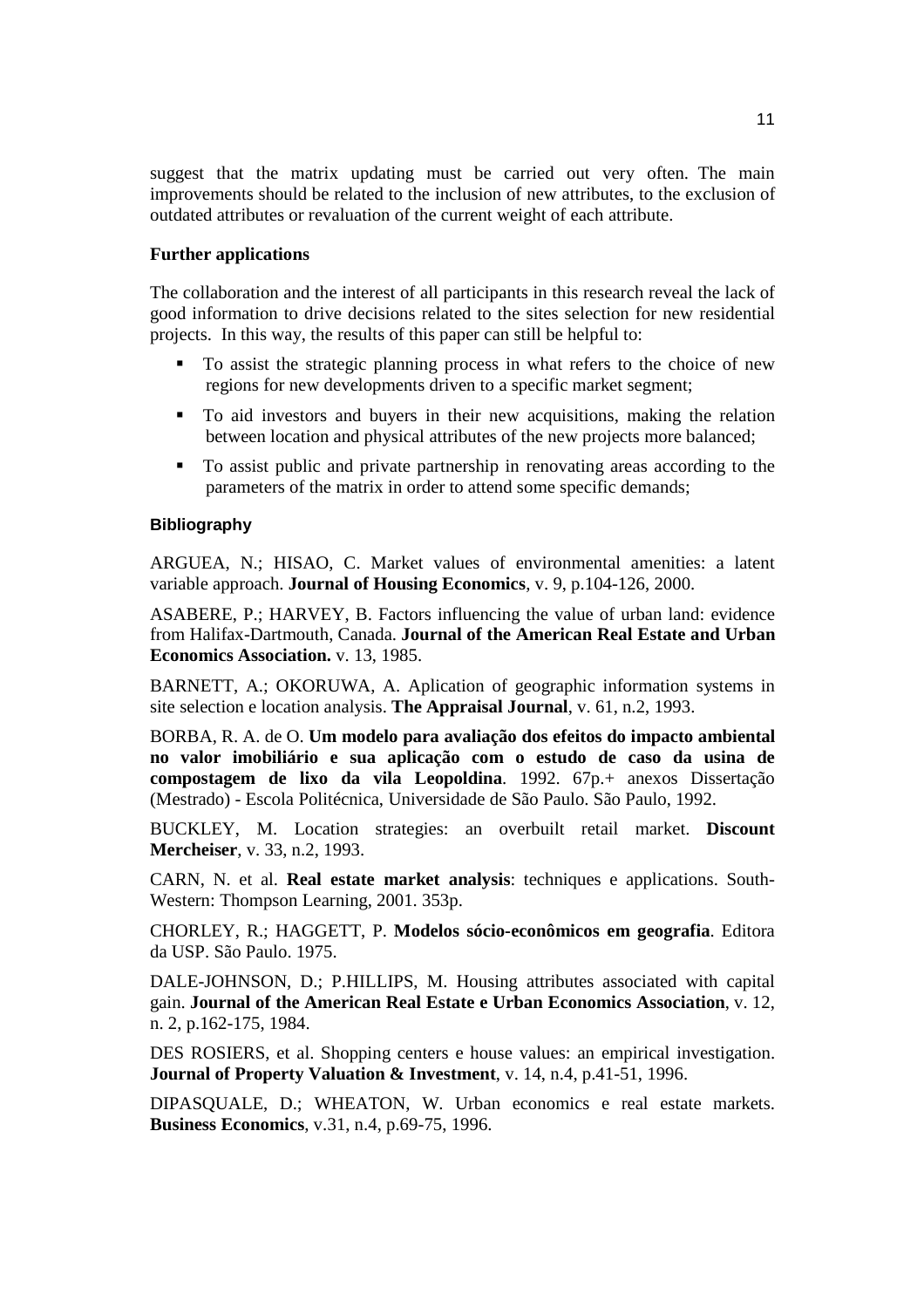suggest that the matrix updating must be carried out very often. The main improvements should be related to the inclusion of new attributes, to the exclusion of outdated attributes or revaluation of the current weight of each attribute.

### Further applications

The collaboration and the interest of all participants in this research reveal the lack of good information to drive decisions related to the sites selection for new residential projects. In this way, the results of this paper can still be helpful to:

- To assist the strategic planning process in what refers to the choice of new regions for new developments driven to a specific market segment;
- To aid investors and buyers in their new acquisitions, making the relation between location and physical attributes of the new projects more balanced;
- To assist public and private partnership in renovating areas according to the parameters of the matrix in order to attend some specific demands;

## Bibliography

ARGUEA, N.; HISAO, C. Market values of environmental amenities: a latent variable approach. **Journal of Housing Economics**, v. 9, p.104-126, 2000.

ASABERE, P.; HARVEY, B. Factors influencing the value of urban land: evidence from Halifax-Dartmouth, Canada. **Journal of the American Real Estate and Urban Economics Association.** v. 13, 1985.

BARNETT, A.; OKORUWA, A. Aplication of geographic information systems in site selection e location analysis. **The Appraisal Journal**, v. 61, n.2, 1993.

BORBA, R. A. de O. **Um modelo para avaliação dos efeitos do impacto ambiental no valor imobiliário e sua aplicação com o estudo de caso da usina de compostagem de lixo da vila Leopoldina**. 1992. 67p.+ anexos Dissertação (Mestrado) - Escola Politécnica, Universidade de São Paulo. São Paulo, 1992.

BUCKLEY, M. Location strategies: an overbuilt retail market. **Discount Mercheiser**, v. 33, n.2, 1993.

CARN, N. et al. **Real estate market analysis**: techniques e applications. South-Western: Thompson Learning, 2001. 353p.

CHORLEY, R.; HAGGETT, P. **Modelos sócio-econômicos em geografia**. Editora da USP. São Paulo. 1975.

DALE-JOHNSON, D.; P.HILLIPS, M. Housing attributes associated with capital gain. **Journal of the American Real Estate e Urban Economics Association**, v. 12, n. 2, p.162-175, 1984.

DES ROSIERS, et al. Shopping centers e house values: an empirical investigation. **Journal of Property Valuation & Investment**, v. 14, n.4, p.41-51, 1996.

DIPASQUALE, D.; WHEATON, W. Urban economics e real estate markets. **Business Economics**, v.31, n.4, p.69-75, 1996.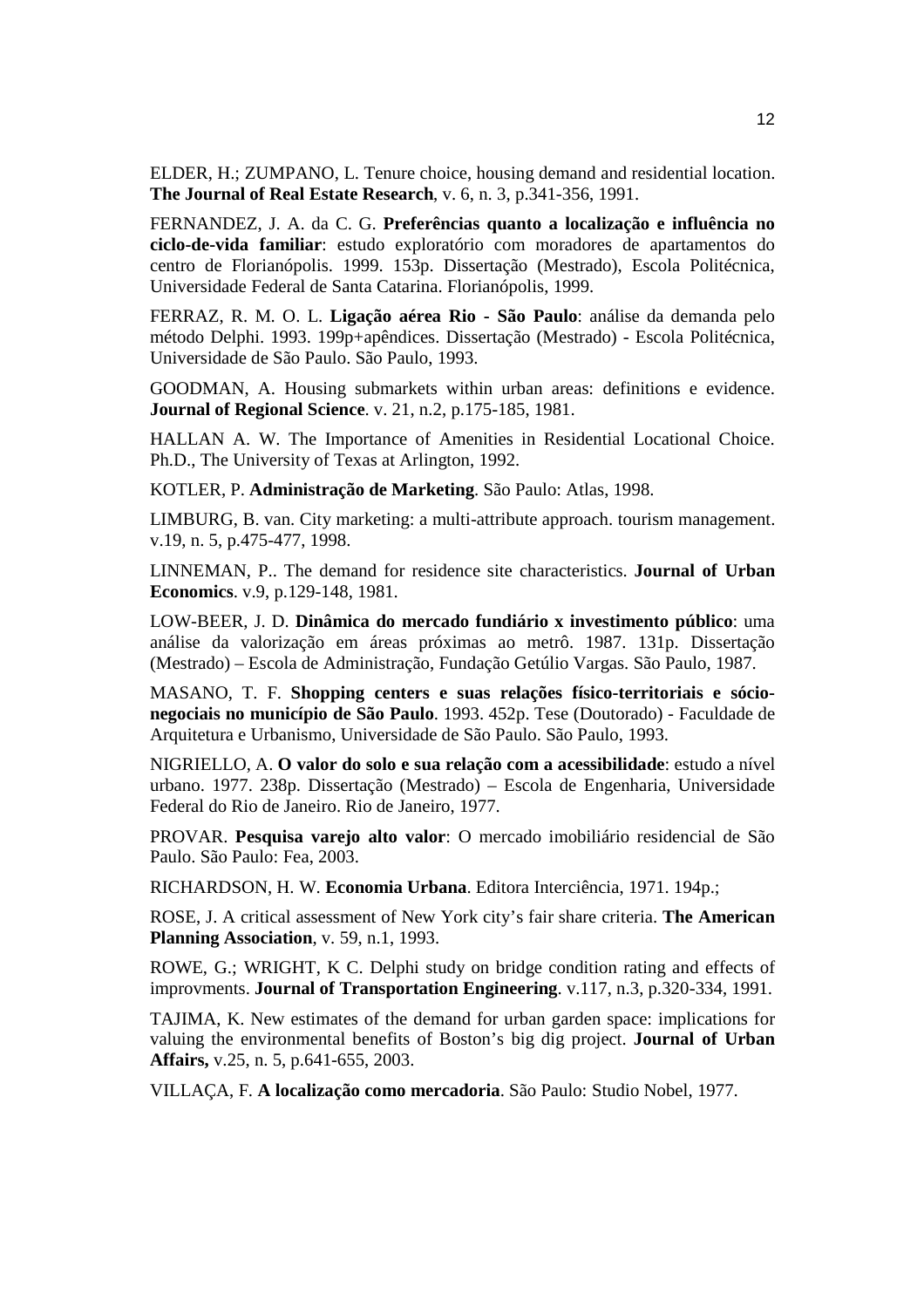ELDER, H.; ZUMPANO, L. Tenure choice, housing demand and residential location. **The Journal of Real Estate Research**, v. 6, n. 3, p.341-356, 1991.

FERNANDEZ, J. A. da C. G. **Preferências quanto a localização e influência no ciclo-de-vida familiar**: estudo exploratório com moradores de apartamentos do centro de Florianópolis. 1999. 153p. Dissertação (Mestrado), Escola Politécnica, Universidade Federal de Santa Catarina. Florianópolis, 1999.

FERRAZ, R. M. O. L. **Ligação aérea Rio - São Paulo**: análise da demanda pelo método Delphi. 1993. 199p+apêndices. Dissertação (Mestrado) - Escola Politécnica, Universidade de São Paulo. São Paulo, 1993.

GOODMAN, A. Housing submarkets within urban areas: definitions e evidence. **Journal of Regional Science**. v. 21, n.2, p.175-185, 1981.

HALLAN A. W. The Importance of Amenities in Residential Locational Choice. Ph.D., The University of Texas at Arlington, 1992.

KOTLER, P. **Administração de Marketing**. São Paulo: Atlas, 1998.

LIMBURG, B. van. City marketing: a multi-attribute approach. tourism management. v.19, n. 5, p.475-477, 1998.

LINNEMAN, P.. The demand for residence site characteristics. **Journal of Urban Economics**. v.9, p.129-148, 1981.

LOW-BEER, J. D. **Dinâmica do mercado fundiário x investimento público**: uma análise da valorização em áreas próximas ao metrô. 1987. 131p. Dissertação (Mestrado) – Escola de Administração, Fundação Getúlio Vargas. São Paulo, 1987.

MASANO, T. F. **Shopping centers e suas relações físico-territoriais e sócio-negociais no município de São Paulo**. 1993. 452p. Tese (Doutorado) - Faculdade de Arquitetura e Urbanismo, Universidade de São Paulo. São Paulo, 1993.

NIGRIELLO, A. **O valor do solo e sua relação com a acessibilidade**: estudo a nível urbano. 1977. 238p. Dissertação (Mestrado) – Escola de Engenharia, Universidade Federal do Rio de Janeiro. Rio de Janeiro, 1977.

PROVAR. **Pesquisa varejo alto valor**: O mercado imobiliário residencial de São Paulo. São Paulo: Fea, 2003.

RICHARDSON, H. W. **Economia Urbana**. Editora Interciência, 1971. 194p.;

ROSE, J. A critical assessment of New York city's fair share criteria. **The American Planning Association**, v. 59, n.1, 1993.

ROWE, G.; WRIGHT, K C. Delphi study on bridge condition rating and effects of improvments. **Journal of Transportation Engineering**. v.117, n.3, p.320-334, 1991.

TAJIMA, K. New estimates of the demand for urban garden space: implications for valuing the environmental benefits of Boston's big dig project. **Journal of Urban Affairs,** v.25, n. 5, p.641-655, 2003.

VILLAÇA, F. **A localização como mercadoria**. São Paulo: Studio Nobel, 1977.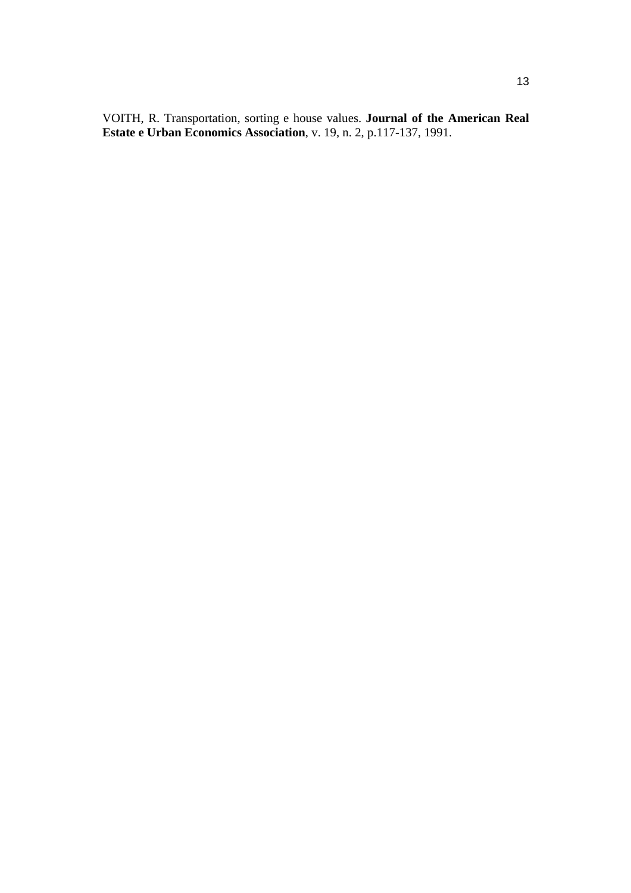VOITH, R. Transportation, sorting e house values. **Journal of the American Real Estate e Urban Economics Association**, v. 19, n. 2, p.117-137, 1991.